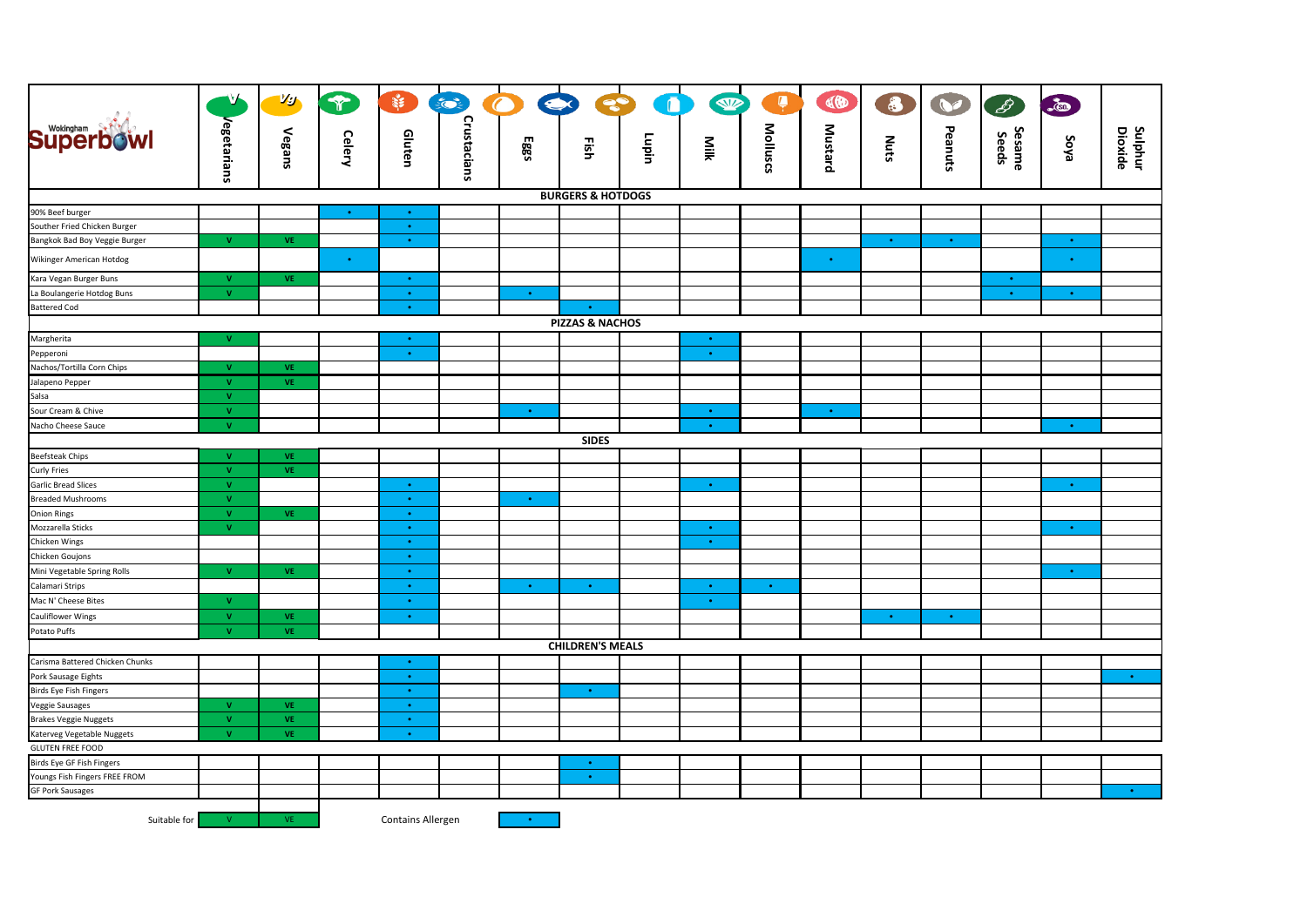| Wokingham Superbowl | Vegetarians | Vegans | Celery | Gluten | Crustacians | Eggs | Fish | Lupin | Milk | Molluscs | Mustard | Nuts | Peanuts | Sesame Seeds | Soya | Sulphur Dioxide |
|---|---|---|---|---|---|---|---|---|---|---|---|---|---|---|---|---|
| **BURGERS & HOTDOGS** | | | | | | | | | | | | | | | | |
| 90% Beef burger | | | • | • | | | | | | | | | | | | |
| Souther Fried Chicken Burger | | | | • | | | | | | | | | | | | |
| Bangkok Bad Boy Veggie Burger | V | VE | | • | | | | | | | | • | • | | • | |
| Wikinger American Hotdog | | | • | | | | | | | | • | | | | • | |
| Kara Vegan Burger Buns | V | VE | | • | | | | | | | | | | • | | |
| La Boulangerie Hotdog Buns | V | | | • | | • | | | | | | | | • | • | |
| Battered Cod | | | | • | | | • | | | | | | | | | |
| **PIZZAS & NACHOS** | | | | | | | | | | | | | | | | |
| Margherita | V | | | • | | | | | • | | | | | | | |
| Pepperoni | | | | • | | | | | • | | | | | | | |
| Nachos/Tortilla Corn Chips | V | VE | | | | | | | | | | | | | | |
| Jalapeno Pepper | V | VE | | | | | | | | | | | | | | |
| Salsa | V | | | | | | | | | | | | | | | |
| Sour Cream & Chive | V | | | | | • | | | • | | • | | | | | |
| Nacho Cheese Sauce | V | | | | | | | | • | | | | | | • | |
| **SIDES** | | | | | | | | | | | | | | | | |
| Beefsteak Chips | V | VE | | | | | | | | | | | | | | |
| Curly Fries | V | VE | | | | | | | | | | | | | | |
| Garlic Bread Slices | V | | | • | | | | | • | | | | | | • | |
| Breaded Mushrooms | V | | | • | | • | | | | | | | | | | |
| Onion Rings | V | VE | | • | | | | | | | | | | | | |
| Mozzarella Sticks | V | | | • | | | | | • | | | | | | • | |
| Chicken Wings | | | | • | | | | | • | | | | | | | |
| Chicken Goujons | | | | • | | | | | | | | | | | | |
| Mini Vegetable Spring Rolls | V | VE | | • | | | | | | | | | | | • | |
| Calamari Strips | | | | • | | • | • | | • | • | | | | | | |
| Mac N' Cheese Bites | V | | | • | | | | | • | | | | | | | |
| Cauliflower Wings | V | VE | | • | | | | | | | | • | • | | | |
| Potato Puffs | V | VE | | | | | | | | | | | | | | |
| **CHILDREN'S MEALS** | | | | | | | | | | | | | | | | |
| Carisma Battered Chicken Chunks | | | | • | | | | | | | | | | | | |
| Pork Sausage Eights | | | | • | | | | | | | | | | | | • |
| Birds Eye Fish Fingers | | | | • | | | • | | | | | | | | | |
| Veggie Sausages | V | VE | | • | | | | | | | | | | | | |
| Brakes Veggie Nuggets | V | VE | | • | | | | | | | | | | | | |
| Katerveg Vegetable Nuggets | V | VE | | • | | | | | | | | | | | | |
| GLUTEN FREE FOOD | | | | | | | | | | | | | | | | |
| Birds Eye GF Fish Fingers | | | | | | | • | | | | | | | | | |
| Youngs Fish Fingers FREE FROM | | | | | | | • | | | | | | | | | |
| GF Pork Sausages | | | | | | | | | | | | | | | | • |

Suitable for: V | VE

Contains Allergen: •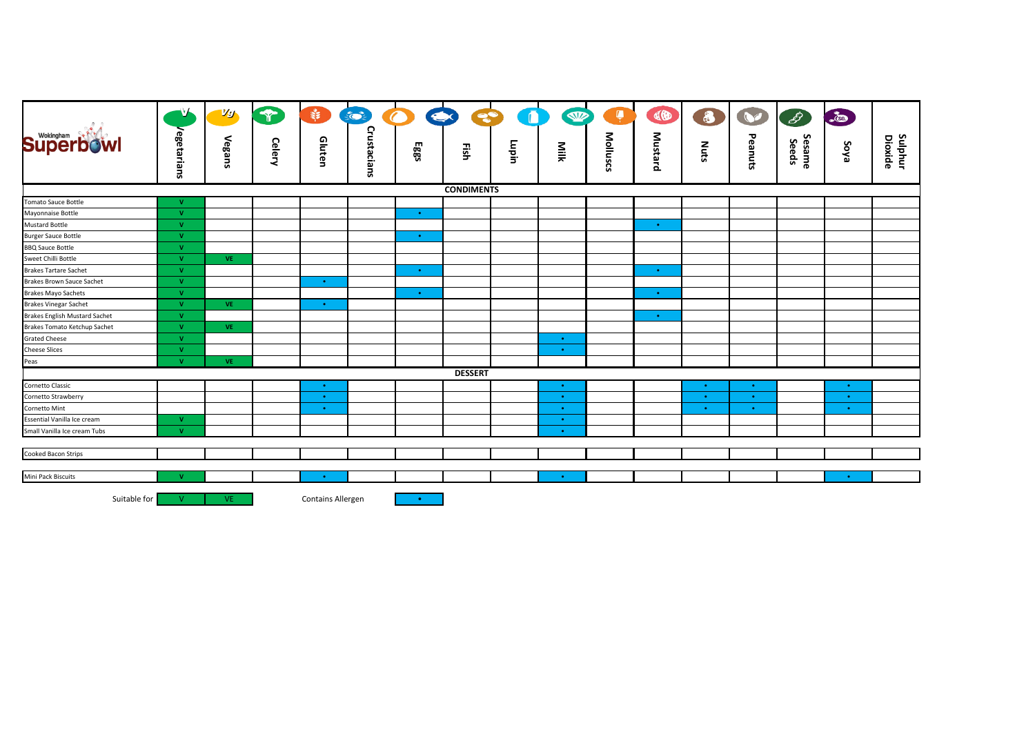| Wokingham Superbowl | Vegetarians | Vegans | Celery | Gluten | Crustacians | Eggs | Fish | Lupin | Milk | Molluscs | Mustard | Nuts | Peanuts | Sesame Seeds | Soya | Sulphur Dioxide |
|---|---|---|---|---|---|---|---|---|---|---|---|---|---|---|---|---|
| **CONDIMENTS** | | | | | | | | | | | | | | | | |
| Tomato Sauce Bottle | V | | | | | | | | | | | | | | | |
| Mayonnaise Bottle | V | | | | | • | | | | | | | | | | |
| Mustard Bottle | V | | | | | | | | | | • | | | | | |
| Burger Sauce Bottle | V | | | | | • | | | | | | | | | | |
| BBQ Sauce Bottle | V | | | | | | | | | | | | | | | |
| Sweet Chilli Bottle | V | VE | | | | | | | | | | | | | | |
| Brakes Tartare Sachet | V | | | | | • | | | | | • | | | | | |
| Brakes Brown Sauce Sachet | V | | | • | | | | | | | | | | | | |
| Brakes Mayo Sachets | V | | | | | • | | | | | • | | | | | |
| Brakes Vinegar Sachet | V | VE | | • | | | | | | | | | | | | |
| Brakes English Mustard Sachet | V | | | | | | | | | | • | | | | | |
| Brakes Tomato Ketchup Sachet | V | VE | | | | | | | | | | | | | | |
| Grated Cheese | V | | | | | | | | • | | | | | | | |
| Cheese Slices | V | | | | | | | | • | | | | | | | |
| Peas | V | VE | | | | | | | | | | | | | | |
| **DESSERT** | | | | | | | | | | | | | | | | |
| Cornetto Classic | | | | • | | | | | • | | | • | • | | • | |
| Cornetto Strawberry | | | | • | | | | | • | | | • | • | | • | |
| Cornetto Mint | | | | • | | | | | • | | | • | • | | • | |
| Essential Vanilla Ice cream | V | | | | | | | | • | | | | | | | |
| Small Vanilla Ice cream Tubs | V | | | | | | | | • | | | | | | | |
| Cooked Bacon Strips | | | | | | | | | | | | | | | | |
| Mini Pack Biscuits | V | | | • | | | | | • | | | | | | • | |

Suitable for: V VE

Contains Allergen: •